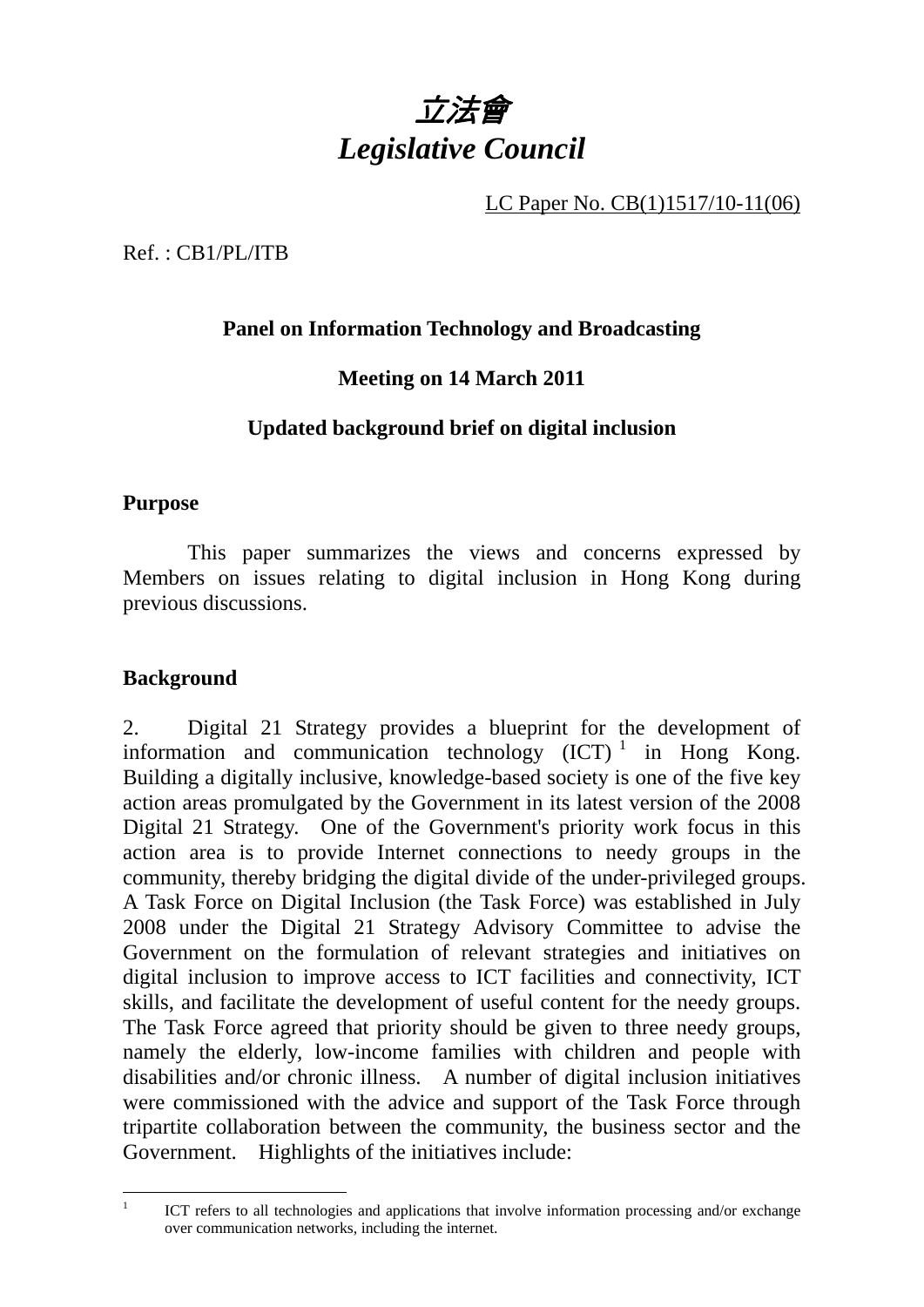# *立法會*
# *Legislative Council*

LC Paper No. CB(1)1517/10-11(06)

Ref. : CB1/PL/ITB

**Panel on Information Technology and Broadcasting**

**Meeting on 14 March 2011**

**Updated background brief on digital inclusion**

## Purpose

This paper summarizes the views and concerns expressed by Members on issues relating to digital inclusion in Hong Kong during previous discussions.

## Background

2. Digital 21 Strategy provides a blueprint for the development of information and communication technology (ICT)[1] in Hong Kong. Building a digitally inclusive, knowledge-based society is one of the five key action areas promulgated by the Government in its latest version of the 2008 Digital 21 Strategy. One of the Government's priority work focus in this action area is to provide Internet connections to needy groups in the community, thereby bridging the digital divide of the under-privileged groups. A Task Force on Digital Inclusion (the Task Force) was established in July 2008 under the Digital 21 Strategy Advisory Committee to advise the Government on the formulation of relevant strategies and initiatives on digital inclusion to improve access to ICT facilities and connectivity, ICT skills, and facilitate the development of useful content for the needy groups. The Task Force agreed that priority should be given to three needy groups, namely the elderly, low-income families with children and people with disabilities and/or chronic illness. A number of digital inclusion initiatives were commissioned with the advice and support of the Task Force through tripartite collaboration between the community, the business sector and the Government. Highlights of the initiatives include:

---

[1] ICT refers to all technologies and applications that involve information processing and/or exchange over communication networks, including the internet.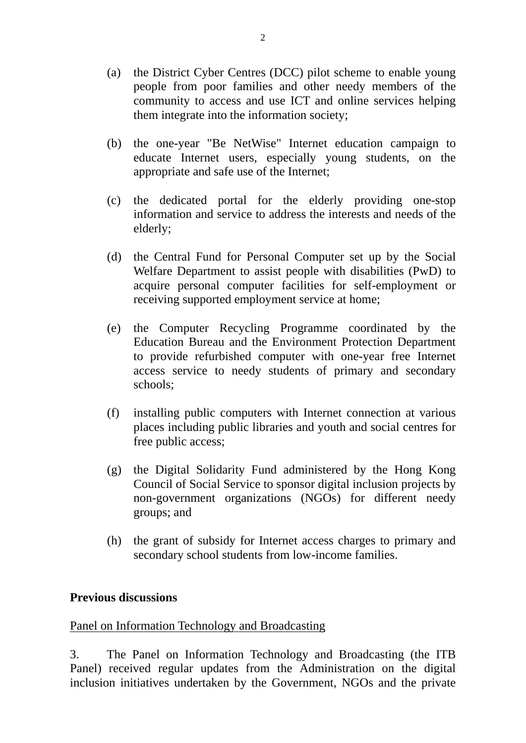(a) the District Cyber Centres (DCC) pilot scheme to enable young people from poor families and other needy members of the community to access and use ICT and online services helping them integrate into the information society;

(b) the one-year "Be NetWise" Internet education campaign to educate Internet users, especially young students, on the appropriate and safe use of the Internet;

(c) the dedicated portal for the elderly providing one-stop information and service to address the interests and needs of the elderly;

(d) the Central Fund for Personal Computer set up by the Social Welfare Department to assist people with disabilities (PwD) to acquire personal computer facilities for self-employment or receiving supported employment service at home;

(e) the Computer Recycling Programme coordinated by the Education Bureau and the Environment Protection Department to provide refurbished computer with one-year free Internet access service to needy students of primary and secondary schools;

(f) installing public computers with Internet connection at various places including public libraries and youth and social centres for free public access;

(g) the Digital Solidarity Fund administered by the Hong Kong Council of Social Service to sponsor digital inclusion projects by non-government organizations (NGOs) for different needy groups; and

(h) the grant of subsidy for Internet access charges to primary and secondary school students from low-income families.

**Previous discussions**

<u>Panel on Information Technology and Broadcasting</u>

3. The Panel on Information Technology and Broadcasting (the ITB Panel) received regular updates from the Administration on the digital inclusion initiatives undertaken by the Government, NGOs and the private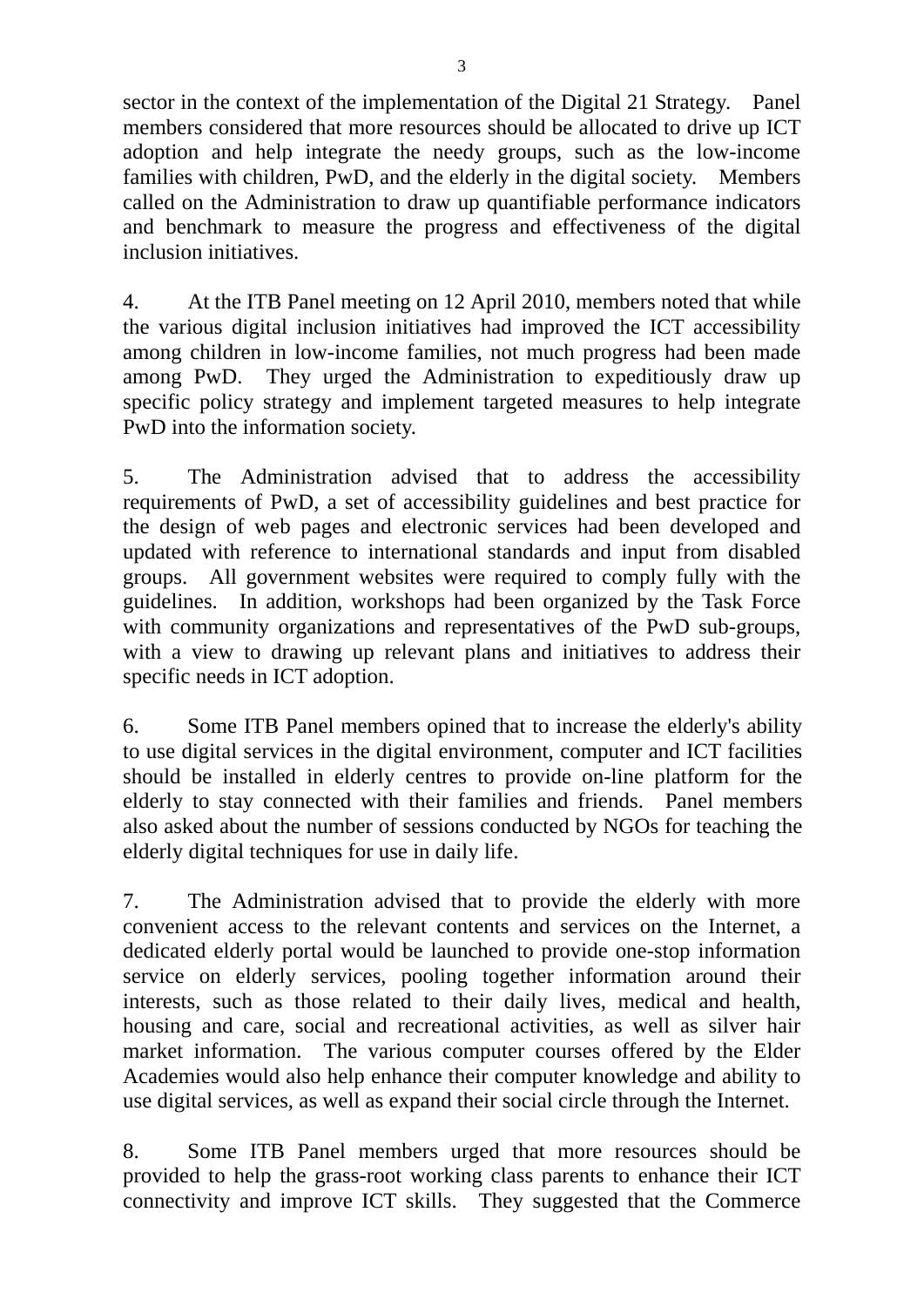sector in the context of the implementation of the Digital 21 Strategy. Panel members considered that more resources should be allocated to drive up ICT adoption and help integrate the needy groups, such as the low-income families with children, PwD, and the elderly in the digital society. Members called on the Administration to draw up quantifiable performance indicators and benchmark to measure the progress and effectiveness of the digital inclusion initiatives.

4. At the ITB Panel meeting on 12 April 2010, members noted that while the various digital inclusion initiatives had improved the ICT accessibility among children in low-income families, not much progress had been made among PwD. They urged the Administration to expeditiously draw up specific policy strategy and implement targeted measures to help integrate PwD into the information society.

5. The Administration advised that to address the accessibility requirements of PwD, a set of accessibility guidelines and best practice for the design of web pages and electronic services had been developed and updated with reference to international standards and input from disabled groups. All government websites were required to comply fully with the guidelines. In addition, workshops had been organized by the Task Force with community organizations and representatives of the PwD sub-groups, with a view to drawing up relevant plans and initiatives to address their specific needs in ICT adoption.

6. Some ITB Panel members opined that to increase the elderly's ability to use digital services in the digital environment, computer and ICT facilities should be installed in elderly centres to provide on-line platform for the elderly to stay connected with their families and friends. Panel members also asked about the number of sessions conducted by NGOs for teaching the elderly digital techniques for use in daily life.

7. The Administration advised that to provide the elderly with more convenient access to the relevant contents and services on the Internet, a dedicated elderly portal would be launched to provide one-stop information service on elderly services, pooling together information around their interests, such as those related to their daily lives, medical and health, housing and care, social and recreational activities, as well as silver hair market information. The various computer courses offered by the Elder Academies would also help enhance their computer knowledge and ability to use digital services, as well as expand their social circle through the Internet.

8. Some ITB Panel members urged that more resources should be provided to help the grass-root working class parents to enhance their ICT connectivity and improve ICT skills. They suggested that the Commerce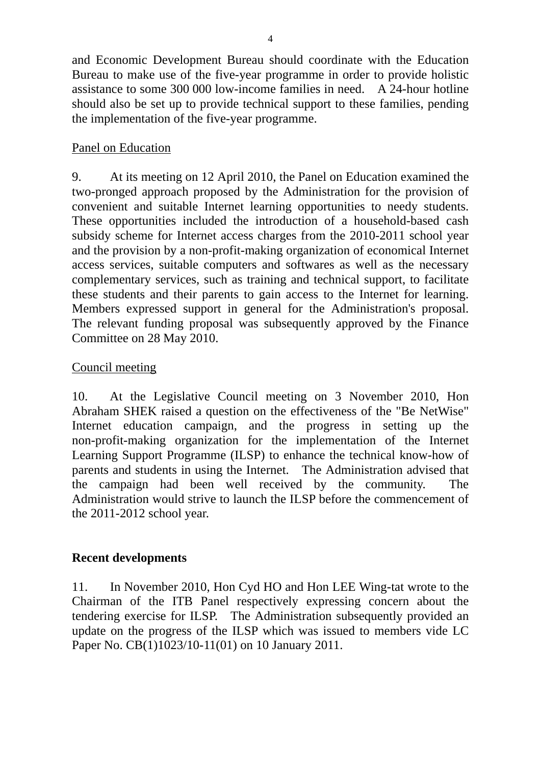and Economic Development Bureau should coordinate with the Education Bureau to make use of the five-year programme in order to provide holistic assistance to some 300 000 low-income families in need. A 24-hour hotline should also be set up to provide technical support to these families, pending the implementation of the five-year programme.

Panel on Education

9. At its meeting on 12 April 2010, the Panel on Education examined the two-pronged approach proposed by the Administration for the provision of convenient and suitable Internet learning opportunities to needy students. These opportunities included the introduction of a household-based cash subsidy scheme for Internet access charges from the 2010-2011 school year and the provision by a non-profit-making organization of economical Internet access services, suitable computers and softwares as well as the necessary complementary services, such as training and technical support, to facilitate these students and their parents to gain access to the Internet for learning. Members expressed support in general for the Administration's proposal. The relevant funding proposal was subsequently approved by the Finance Committee on 28 May 2010.

Council meeting

10. At the Legislative Council meeting on 3 November 2010, Hon Abraham SHEK raised a question on the effectiveness of the "Be NetWise" Internet education campaign, and the progress in setting up the non-profit-making organization for the implementation of the Internet Learning Support Programme (ILSP) to enhance the technical know-how of parents and students in using the Internet. The Administration advised that the campaign had been well received by the community. The Administration would strive to launch the ILSP before the commencement of the 2011-2012 school year.

**Recent developments**

11. In November 2010, Hon Cyd HO and Hon LEE Wing-tat wrote to the Chairman of the ITB Panel respectively expressing concern about the tendering exercise for ILSP. The Administration subsequently provided an update on the progress of the ILSP which was issued to members vide LC Paper No. CB(1)1023/10-11(01) on 10 January 2011.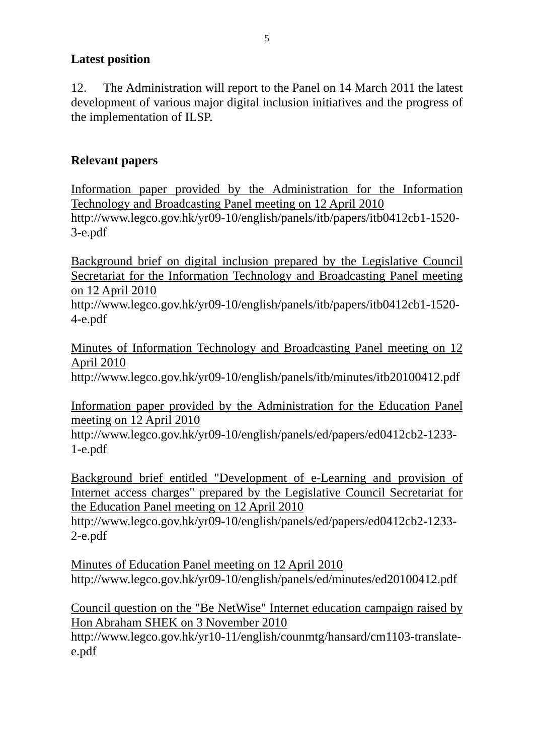## Latest position

12. The Administration will report to the Panel on 14 March 2011 the latest development of various major digital inclusion initiatives and the progress of the implementation of ILSP.

## Relevant papers

Information paper provided by the Administration for the Information Technology and Broadcasting Panel meeting on 12 April 2010
http://www.legco.gov.hk/yr09-10/english/panels/itb/papers/itb0412cb1-1520-3-e.pdf

Background brief on digital inclusion prepared by the Legislative Council Secretariat for the Information Technology and Broadcasting Panel meeting on 12 April 2010
http://www.legco.gov.hk/yr09-10/english/panels/itb/papers/itb0412cb1-1520-4-e.pdf

Minutes of Information Technology and Broadcasting Panel meeting on 12 April 2010
http://www.legco.gov.hk/yr09-10/english/panels/itb/minutes/itb20100412.pdf

Information paper provided by the Administration for the Education Panel meeting on 12 April 2010
http://www.legco.gov.hk/yr09-10/english/panels/ed/papers/ed0412cb2-1233-1-e.pdf

Background brief entitled "Development of e-Learning and provision of Internet access charges" prepared by the Legislative Council Secretariat for the Education Panel meeting on 12 April 2010
http://www.legco.gov.hk/yr09-10/english/panels/ed/papers/ed0412cb2-1233-2-e.pdf

Minutes of Education Panel meeting on 12 April 2010
http://www.legco.gov.hk/yr09-10/english/panels/ed/minutes/ed20100412.pdf

Council question on the "Be NetWise" Internet education campaign raised by Hon Abraham SHEK on 3 November 2010
http://www.legco.gov.hk/yr10-11/english/counmtg/hansard/cm1103-translate-e.pdf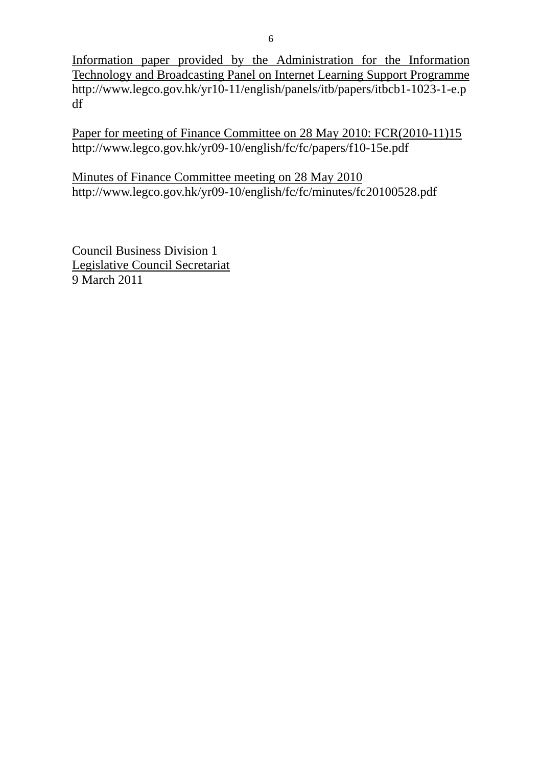Information paper provided by the Administration for the Information Technology and Broadcasting Panel on Internet Learning Support Programme
http://www.legco.gov.hk/yr10-11/english/panels/itb/papers/itbcb1-1023-1-e.pdf

Paper for meeting of Finance Committee on 28 May 2010: FCR(2010-11)15
http://www.legco.gov.hk/yr09-10/english/fc/fc/papers/f10-15e.pdf

Minutes of Finance Committee meeting on 28 May 2010
http://www.legco.gov.hk/yr09-10/english/fc/fc/minutes/fc20100528.pdf

Council Business Division 1
Legislative Council Secretariat
9 March 2011